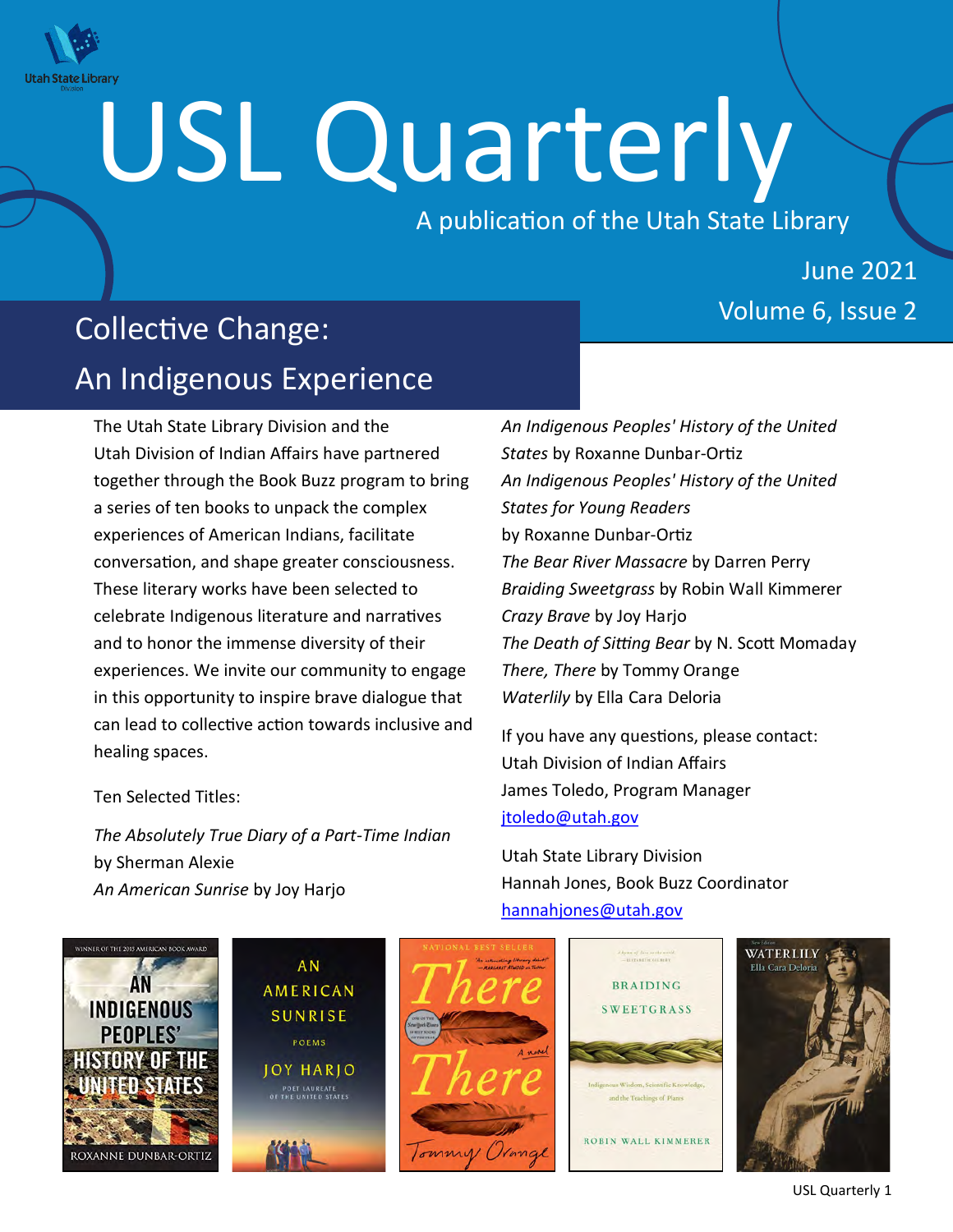# USL Quarterly

A publication of the Utah State Library

June 2021

Volume 6, Issue 2

## Collective Change: An Indigenous Experience

The Utah State Library Division and the Utah Division of Indian Affairs have partnered together through the Book Buzz program to bring a series of ten books to unpack the complex experiences of American Indians, facilitate conversation, and shape greater consciousness. These literary works have been selected to celebrate Indigenous literature and narratives and to honor the immense diversity of their experiences. We invite our community to engage in this opportunity to inspire brave dialogue that can lead to collective action towards inclusive and healing spaces.

Ten Selected Titles:

*The Absolutely True Diary of a Part-Time Indian* by Sherman Alexie
*An American Sunrise* by Joy Harjo
*An Indigenous Peoples' History of the United States* by Roxanne Dunbar-Ortiz
*An Indigenous Peoples' History of the United States for Young Readers* by Roxanne Dunbar-Ortiz
*The Bear River Massacre* by Darren Perry
*Braiding Sweetgrass* by Robin Wall Kimmerer
*Crazy Brave* by Joy Harjo
*The Death of Sitting Bear* by N. Scott Momaday
*There, There* by Tommy Orange
*Waterlily* by Ella Cara Deloria

If you have any questions, please contact:
Utah Division of Indian Affairs
James Toledo, Program Manager
jtoledo@utah.gov

Utah State Library Division
Hannah Jones, Book Buzz Coordinator
hannahjones@utah.gov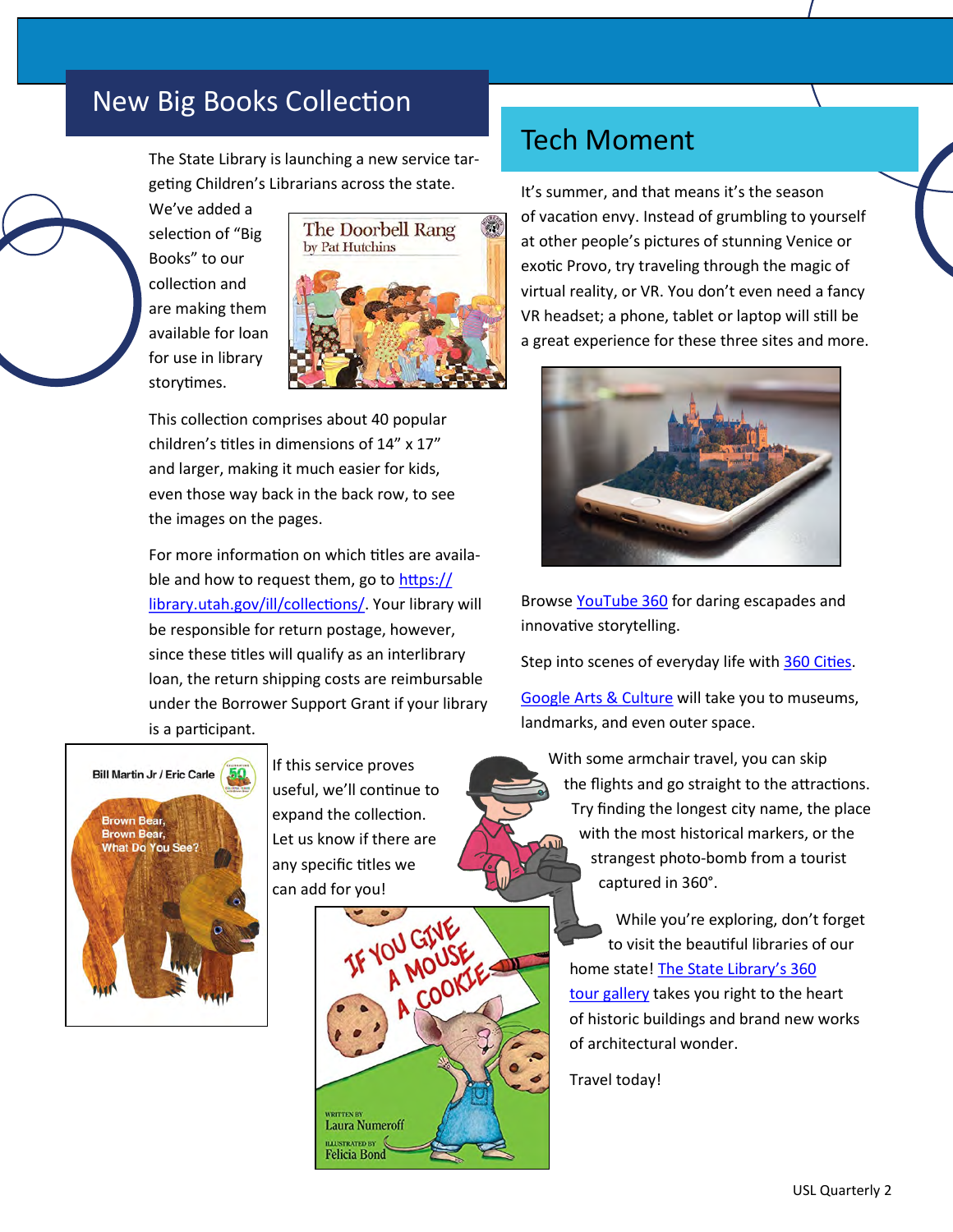## New Big Books Collection

The State Library is launching a new service targeting Children's Librarians across the state. We've added a selection of "Big Books" to our collection and are making them available for loan for use in library storytimes.

This collection comprises about 40 popular children's titles in dimensions of 14" x 17" and larger, making it much easier for kids, even those way back in the back row, to see the images on the pages.

For more information on which titles are available and how to request them, go to [https://library.utah.gov/ill/collections/](https://library.utah.gov/ill/collections/). Your library will be responsible for return postage, however, since these titles will qualify as an interlibrary loan, the return shipping costs are reimbursable under the Borrower Support Grant if your library is a participant.

If this service proves useful, we'll continue to expand the collection. Let us know if there are any specific titles we can add for you!

## Tech Moment

It's summer, and that means it's the season of vacation envy. Instead of grumbling to yourself at other people's pictures of stunning Venice or exotic Provo, try traveling through the magic of virtual reality, or VR. You don't even need a fancy VR headset; a phone, tablet or laptop will still be a great experience for these three sites and more.

Browse YouTube 360 for daring escapades and innovative storytelling.

Step into scenes of everyday life with 360 Cities.

Google Arts & Culture will take you to museums, landmarks, and even outer space.

With some armchair travel, you can skip the flights and go straight to the attractions. Try finding the longest city name, the place with the most historical markers, or the strangest photo-bomb from a tourist captured in 360°.

While you're exploring, don't forget to visit the beautiful libraries of our home state! The State Library's 360 tour gallery takes you right to the heart of historic buildings and brand new works of architectural wonder.

Travel today!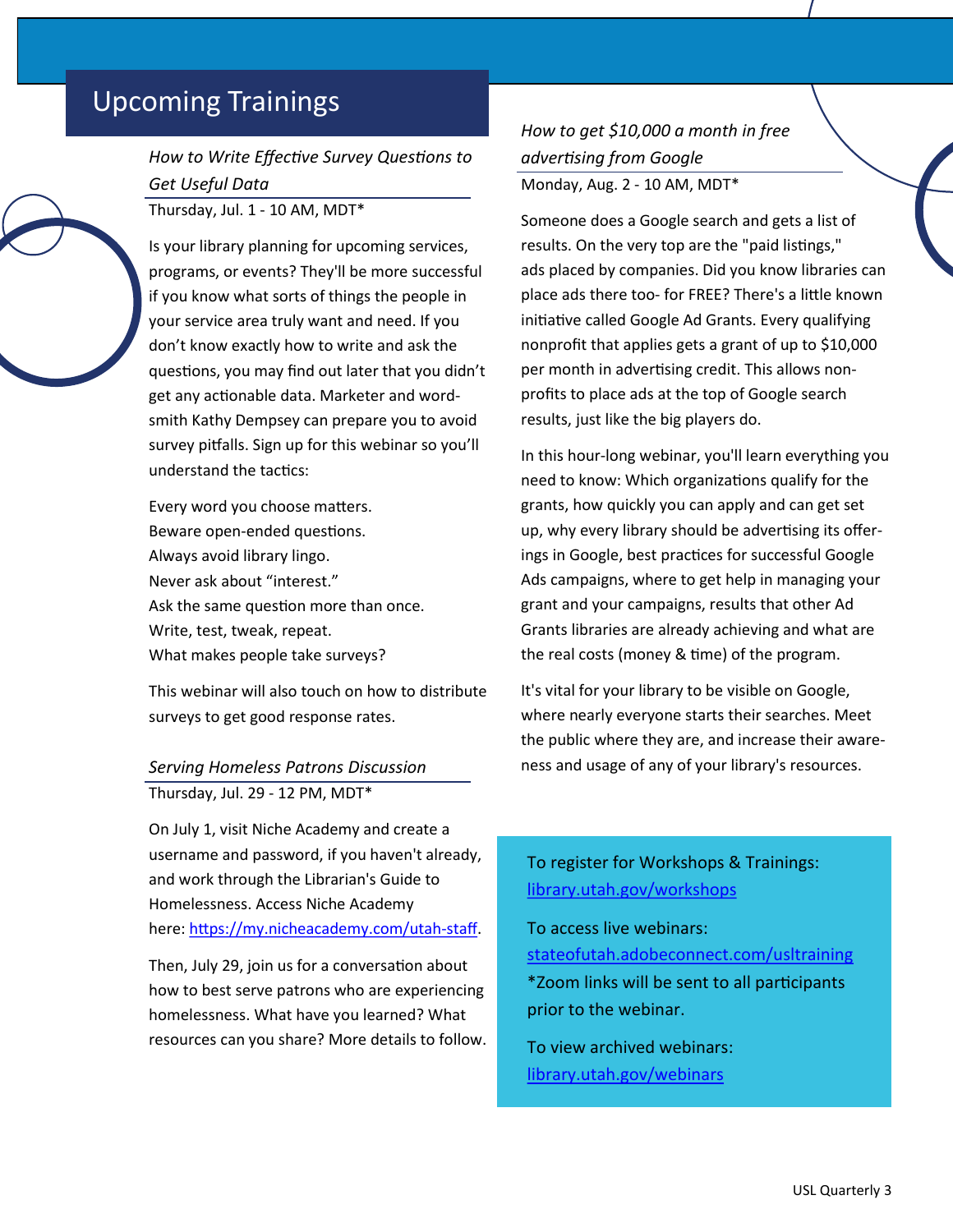# Upcoming Trainings

### *How to Write Effective Survey Questions to Get Useful Data*

Thursday, Jul. 1 - 10 AM, MDT*

Is your library planning for upcoming services, programs, or events? They'll be more successful if you know what sorts of things the people in your service area truly want and need. If you don't know exactly how to write and ask the questions, you may find out later that you didn't get any actionable data. Marketer and word-smith Kathy Dempsey can prepare you to avoid survey pitfalls. Sign up for this webinar so you'll understand the tactics:

Every word you choose matters.
Beware open-ended questions.
Always avoid library lingo.
Never ask about "interest."
Ask the same question more than once.
Write, test, tweak, repeat.
What makes people take surveys?

This webinar will also touch on how to distribute surveys to get good response rates.

### *Serving Homeless Patrons Discussion*

Thursday, Jul. 29 - 12 PM, MDT*

On July 1, visit Niche Academy and create a username and password, if you haven't already, and work through the Librarian's Guide to Homelessness. Access Niche Academy here: [https://my.nicheacademy.com/utah-staff](https://my.nicheacademy.com/utah-staff).

Then, July 29, join us for a conversation about how to best serve patrons who are experiencing homelessness. What have you learned? What resources can you share? More details to follow.

### *How to get $10,000 a month in free advertising from Google*

Monday, Aug. 2 - 10 AM, MDT*

Someone does a Google search and gets a list of results. On the very top are the "paid listings," ads placed by companies. Did you know libraries can place ads there too- for FREE? There's a little known initiative called Google Ad Grants. Every qualifying nonprofit that applies gets a grant of up to $10,000 per month in advertising credit. This allows non-profits to place ads at the top of Google search results, just like the big players do.

In this hour-long webinar, you'll learn everything you need to know: Which organizations qualify for the grants, how quickly you can apply and can get set up, why every library should be advertising its offerings in Google, best practices for successful Google Ads campaigns, where to get help in managing your grant and your campaigns, results that other Ad Grants libraries are already achieving and what are the real costs (money & time) of the program.

It's vital for your library to be visible on Google, where nearly everyone starts their searches. Meet the public where they are, and increase their awareness and usage of any of your library's resources.

To register for Workshops & Trainings:
[library.utah.gov/workshops](library.utah.gov/workshops)

To access live webinars:
[stateofutah.adobeconnect.com/usltraining](stateofutah.adobeconnect.com/usltraining)
*Zoom links will be sent to all participants prior to the webinar.

To view archived webinars:
[library.utah.gov/webinars](library.utah.gov/webinars)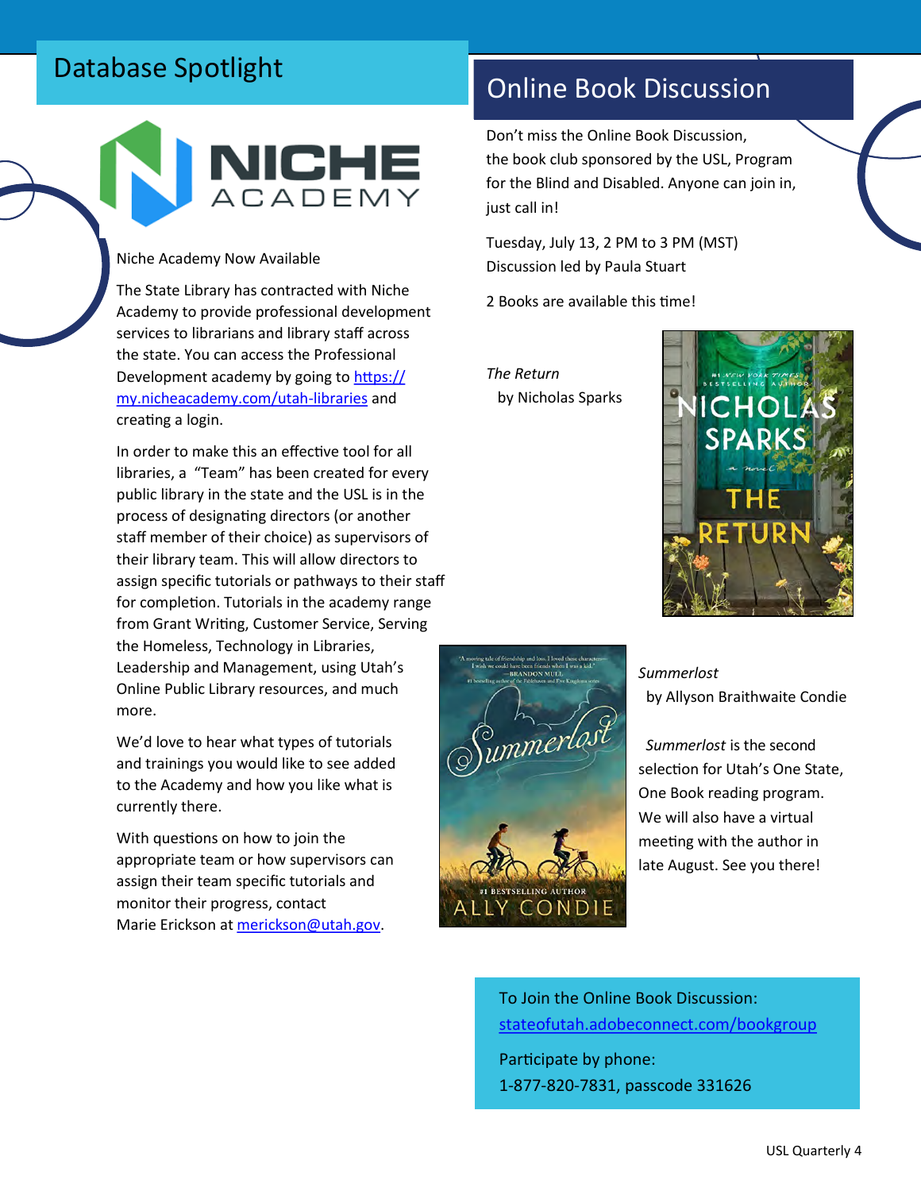## Database Spotlight

NICHE ACADEMY

Niche Academy Now Available

The State Library has contracted with Niche Academy to provide professional development services to librarians and library staff across the state. You can access the Professional Development academy by going to [https://my.nicheacademy.com/utah-libraries](https://my.nicheacademy.com/utah-libraries) and creating a login.

In order to make this an effective tool for all libraries, a "Team" has been created for every public library in the state and the USL is in the process of designating directors (or another staff member of their choice) as supervisors of their library team. This will allow directors to assign specific tutorials or pathways to their staff for completion. Tutorials in the academy range from Grant Writing, Customer Service, Serving the Homeless, Technology in Libraries, Leadership and Management, using Utah's Online Public Library resources, and much more.

We'd love to hear what types of tutorials and trainings you would like to see added to the Academy and how you like what is currently there.

With questions on how to join the appropriate team or how supervisors can assign their team specific tutorials and monitor their progress, contact Marie Erickson at [merickson@utah.gov](mailto:merickson@utah.gov).

## Online Book Discussion

Don't miss the Online Book Discussion, the book club sponsored by the USL, Program for the Blind and Disabled. Anyone can join in, just call in!

Tuesday, July 13, 2 PM to 3 PM (MST)
Discussion led by Paula Stuart

2 Books are available this time!

*The Return*
by Nicholas Sparks

*Summerlost*
by Allyson Braithwaite Condie

*Summerlost* is the second selection for Utah's One State, One Book reading program. We will also have a virtual meeting with the author in late August. See you there!

To Join the Online Book Discussion:
[stateofutah.adobeconnect.com/bookgroup](https://stateofutah.adobeconnect.com/bookgroup)

Participate by phone:
1-877-820-7831, passcode 331626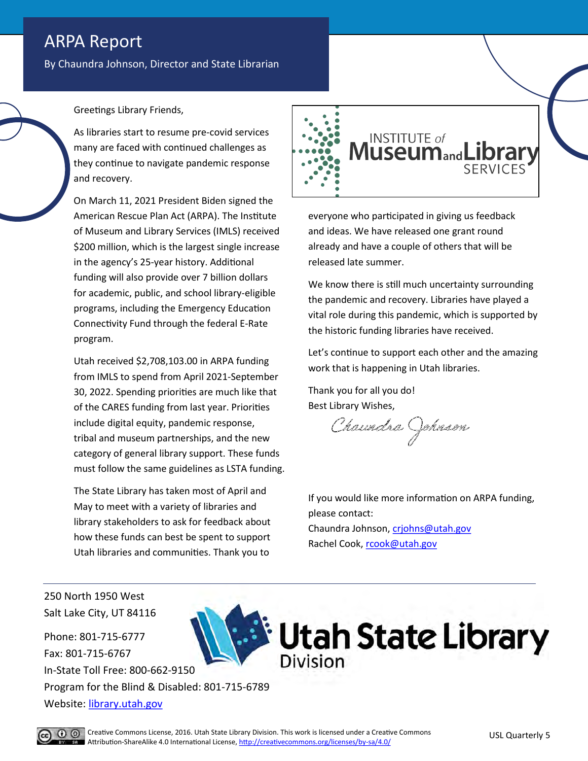# ARPA Report

By Chaundra Johnson, Director and State Librarian

Greetings Library Friends,

As libraries start to resume pre-covid services many are faced with continued challenges as they continue to navigate pandemic response and recovery.

On March 11, 2021 President Biden signed the American Rescue Plan Act (ARPA). The Institute of Museum and Library Services (IMLS) received $200 million, which is the largest single increase in the agency's 25-year history. Additional funding will also provide over 7 billion dollars for academic, public, and school library-eligible programs, including the Emergency Education Connectivity Fund through the federal E-Rate program.

Utah received $2,708,103.00 in ARPA funding from IMLS to spend from April 2021-September 30, 2022. Spending priorities are much like that of the CARES funding from last year. Priorities include digital equity, pandemic response, tribal and museum partnerships, and the new category of general library support. These funds must follow the same guidelines as LSTA funding.

The State Library has taken most of April and May to meet with a variety of libraries and library stakeholders to ask for feedback about how these funds can best be spent to support Utah libraries and communities. Thank you to everyone who participated in giving us feedback and ideas. We have released one grant round already and have a couple of others that will be released late summer.

We know there is still much uncertainty surrounding the pandemic and recovery. Libraries have played a vital role during this pandemic, which is supported by the historic funding libraries have received.

Let's continue to support each other and the amazing work that is happening in Utah libraries.

Thank you for all you do!
Best Library Wishes,

*Chaundra Johnson*

If you would like more information on ARPA funding, please contact:
Chaundra Johnson, crjohns@utah.gov
Rachel Cook, rcook@utah.gov

250 North 1950 West
Salt Lake City, UT 84116

Phone: 801-715-6777
Fax: 801-715-6767
In-State Toll Free: 800-662-9150
Program for the Blind & Disabled: 801-715-6789
Website: library.utah.gov

Utah State Library Division

Creative Commons License, 2016. Utah State Library Division. This work is licensed under a Creative Commons Attribution-ShareAlike 4.0 International License, http://creativecommons.org/licenses/by-sa/4.0/